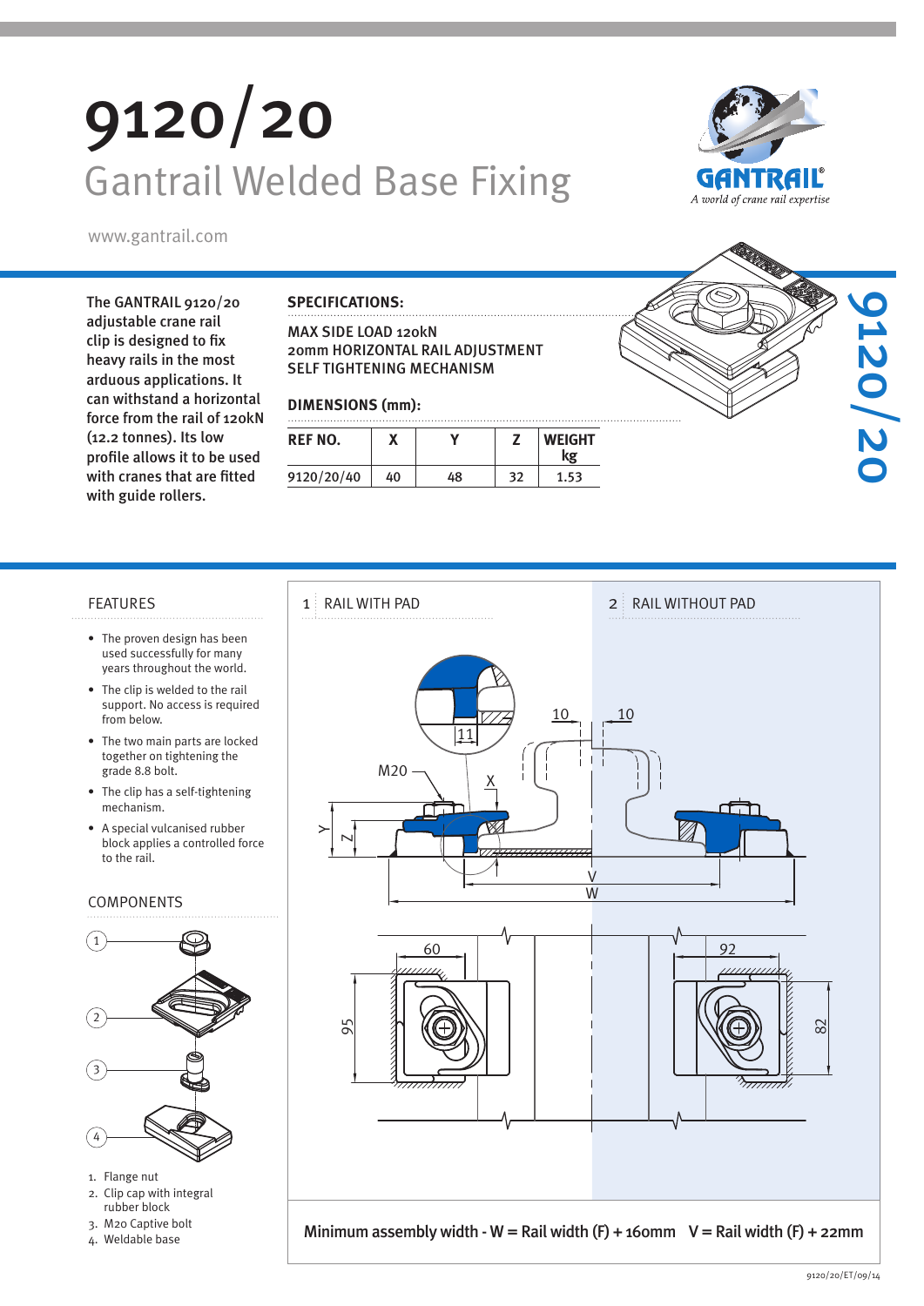# 9120/20

## Gantrail Welded Base Fixing

www.gantrail.com

The GANTRAIL 9120/20 adjustable crane rail clip is designed to fix heavy rails in the most arduous applications. It can withstand a horizontal force from the rail of 120kN (12.2 tonnes). Its low profile allows it to be used with cranes that are fitted with guide rollers.

**SPECIFICATIONS:**

MAX SIDE LOAD 120kN
20mm HORIZONTAL RAIL ADJUSTMENT
SELF TIGHTENING MECHANISM

**DIMENSIONS (mm):**

| REF NO. | X | Y | Z | WEIGHT kg |
|---|---|---|---|---|
| 9120/20/40 | 40 | 48 | 32 | 1.53 |

## FEATURES

- The proven design has been used successfully for many years throughout the world.
- The clip is welded to the rail support. No access is required from below.
- The two main parts are locked together on tightening the grade 8.8 bolt.
- The clip has a self-tightening mechanism.
- A special vulcanised rubber block applies a controlled force to the rail.

## COMPONENTS

1. Flange nut
2. Clip cap with integral rubber block
3. M20 Captive bolt
4. Weldable base

1 RAIL WITH PAD

2 RAIL WITHOUT PAD

Minimum assembly width - W = Rail width (F) + 160mm   V = Rail width (F) + 22mm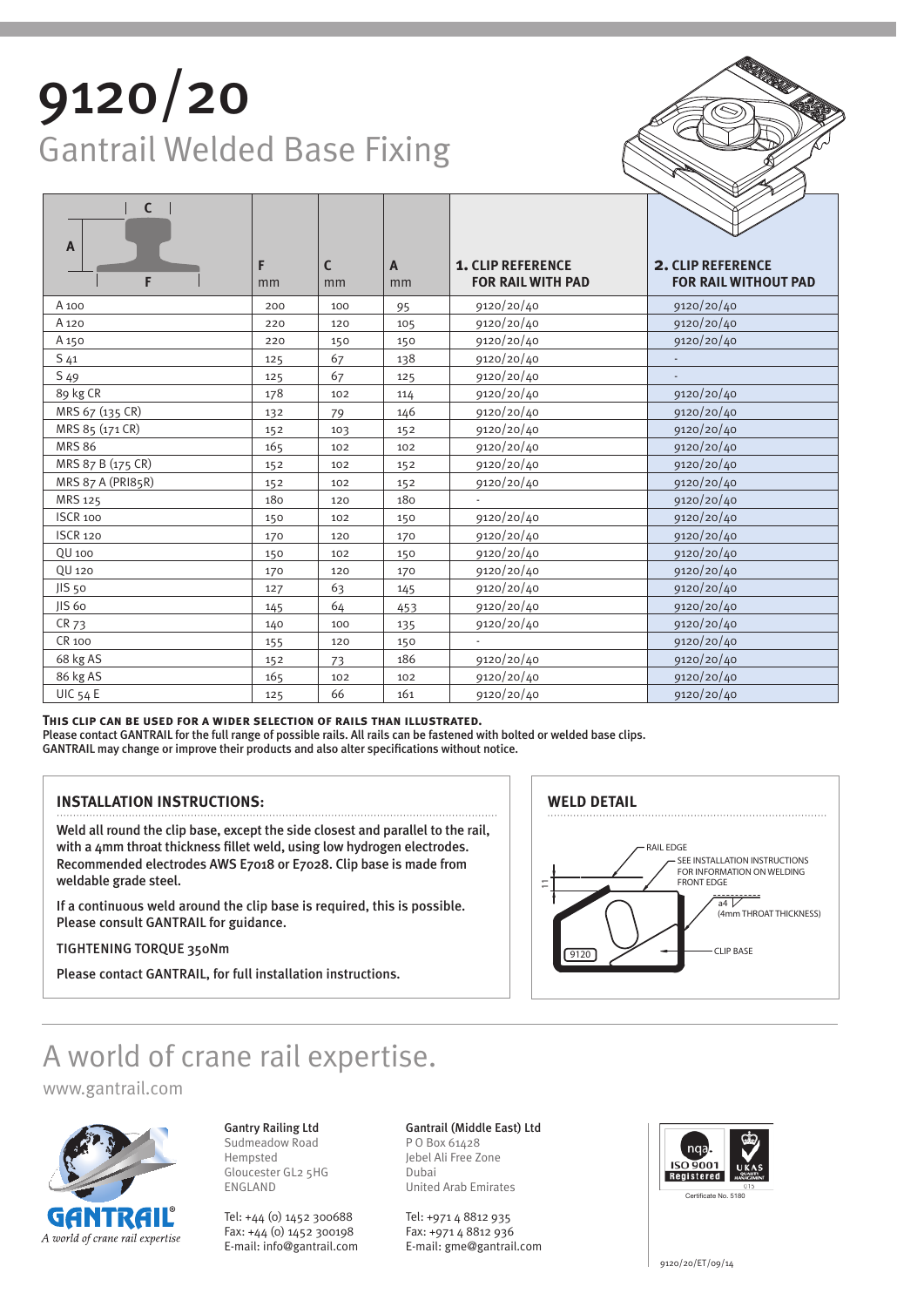# 9120/20

## Gantrail Welded Base Fixing

| | F mm | C mm | A mm | 1. CLIP REFERENCE FOR RAIL WITH PAD | 2. CLIP REFERENCE FOR RAIL WITHOUT PAD |
|---|---|---|---|---|---|
| A 100 | 200 | 100 | 95 | 9120/20/40 | 9120/20/40 |
| A 120 | 220 | 120 | 105 | 9120/20/40 | 9120/20/40 |
| A 150 | 220 | 150 | 150 | 9120/20/40 | 9120/20/40 |
| S 41 | 125 | 67 | 138 | 9120/20/40 | - |
| S 49 | 125 | 67 | 125 | 9120/20/40 | - |
| 89 kg CR | 178 | 102 | 114 | 9120/20/40 | 9120/20/40 |
| MRS 67 (135 CR) | 132 | 79 | 146 | 9120/20/40 | 9120/20/40 |
| MRS 85 (171 CR) | 152 | 103 | 152 | 9120/20/40 | 9120/20/40 |
| MRS 86 | 165 | 102 | 102 | 9120/20/40 | 9120/20/40 |
| MRS 87 B (175 CR) | 152 | 102 | 152 | 9120/20/40 | 9120/20/40 |
| MRS 87 A (PRI85R) | 152 | 102 | 152 | 9120/20/40 | 9120/20/40 |
| MRS 125 | 180 | 120 | 180 | - | 9120/20/40 |
| ISCR 100 | 150 | 102 | 150 | 9120/20/40 | 9120/20/40 |
| ISCR 120 | 170 | 120 | 170 | 9120/20/40 | 9120/20/40 |
| QU 100 | 150 | 102 | 150 | 9120/20/40 | 9120/20/40 |
| QU 120 | 170 | 120 | 170 | 9120/20/40 | 9120/20/40 |
| JIS 50 | 127 | 63 | 145 | 9120/20/40 | 9120/20/40 |
| JIS 60 | 145 | 64 | 453 | 9120/20/40 | 9120/20/40 |
| CR 73 | 140 | 100 | 135 | 9120/20/40 | 9120/20/40 |
| CR 100 | 155 | 120 | 150 | - | 9120/20/40 |
| 68 kg AS | 152 | 73 | 186 | 9120/20/40 | 9120/20/40 |
| 86 kg AS | 165 | 102 | 102 | 9120/20/40 | 9120/20/40 |
| UIC 54 E | 125 | 66 | 161 | 9120/20/40 | 9120/20/40 |

**THIS CLIP CAN BE USED FOR A WIDER SELECTION OF RAILS THAN ILLUSTRATED.**
Please contact GANTRAIL for the full range of possible rails. All rails can be fastened with bolted or welded base clips.
GANTRAIL may change or improve their products and also alter specifications without notice.

### INSTALLATION INSTRUCTIONS:

Weld all round the clip base, except the side closest and parallel to the rail, with a 4mm throat thickness fillet weld, using low hydrogen electrodes. Recommended electrodes AWS E7018 or E7028. Clip base is made from weldable grade steel.

If a continuous weld around the clip base is required, this is possible. Please consult GANTRAIL for guidance.

TIGHTENING TORQUE 350Nm

Please contact GANTRAIL, for full installation instructions.

### WELD DETAIL

RAIL EDGE
SEE INSTALLATION INSTRUCTIONS FOR INFORMATION ON WELDING FRONT EDGE
11
a4
(4mm THROAT THICKNESS)
9120
CLIP BASE

# A world of crane rail expertise.

www.gantrail.com

GANTRAIL®
*A world of crane rail expertise*

**Gantry Railing Ltd**
Sudmeadow Road
Hempsted
Gloucester GL2 5HG
ENGLAND

Tel: +44 (0) 1452 300688
Fax: +44 (0) 1452 300198
E-mail: info@gantrail.com

**Gantrail (Middle East) Ltd**
P O Box 61428
Jebel Ali Free Zone
Dubai
United Arab Emirates

Tel: +971 4 8812 935
Fax: +971 4 8812 936
E-mail: gme@gantrail.com

nqa. ISO 9001 Registered
UKAS QUALITY MANAGEMENT 015
Certificate No. 5180

9120/20/ET/09/14